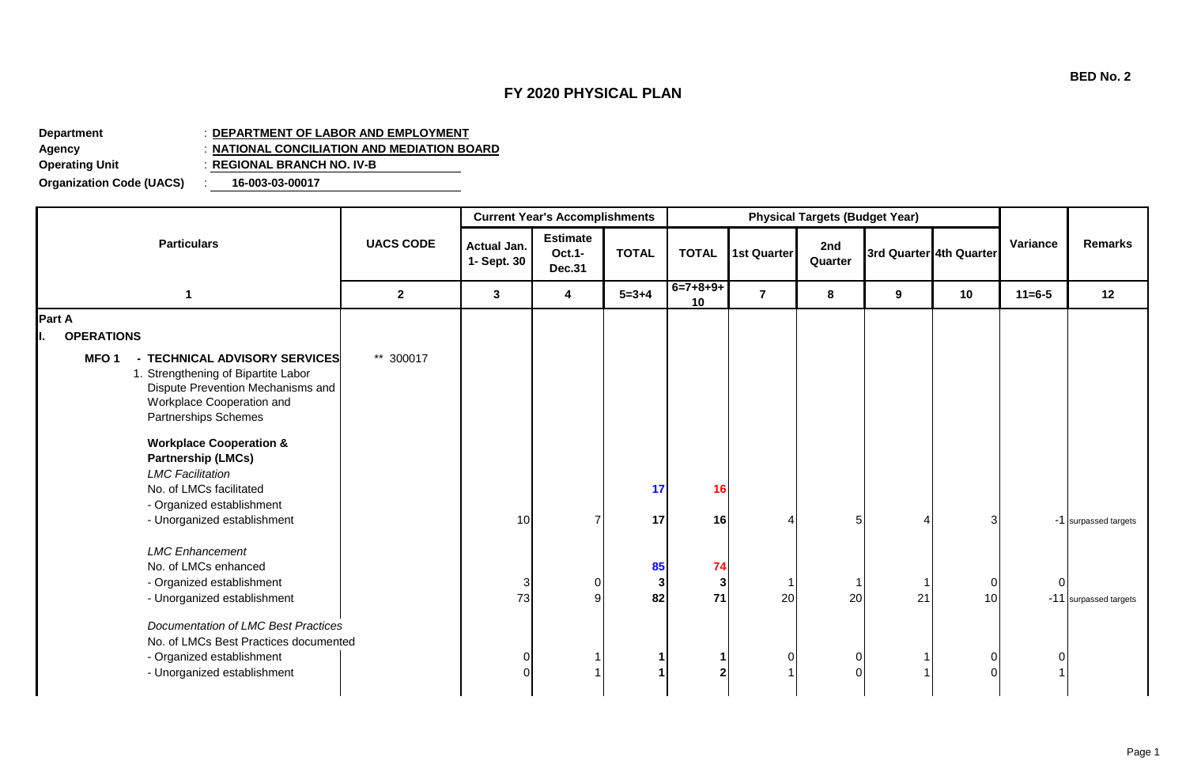**BED No. 2**

# FY 2020 PHYSICAL PLAN

**Department** : **DEPARTMENT OF LABOR AND EMPLOYMENT**
**Agency** : **NATIONAL CONCILIATION AND MEDIATION BOARD**
**Operating Unit** : **REGIONAL BRANCH NO. IV-B**
**Organization Code (UACS)** : **16-003-03-00017**

| Particulars | UACS CODE | Current Year's Accomplishments | | | Physical Targets (Budget Year) | | | | | Variance | Remarks |
|---|---|---|---|---|---|---|---|---|---|---|---|
| | | Actual Jan. 1- Sept. 30 | Estimate Oct.1- Dec.31 | TOTAL | TOTAL | 1st Quarter | 2nd Quarter | 3rd Quarter | 4th Quarter | | |
| 1 | 2 | 3 | 4 | 5=3+4 | 6=7+8+9+10 | 7 | 8 | 9 | 10 | 11=6-5 | 12 |
| **Part A** | | | | | | | | | | | |
| **I. OPERATIONS** | | | | | | | | | | | |
| **MFO 1 - TECHNICAL ADVISORY SERVICES** | ** 300017 | | | | | | | | | | |
| 1. Strengthening of Bipartite Labor Dispute Prevention Mechanisms and Workplace Cooperation and Partnerships Schemes | | | | | | | | | | | |
| **Workplace Cooperation & Partnership (LMCs)** | | | | | | | | | | | |
| *LMC Facilitation* | | | | | | | | | | | |
| No. of LMCs facilitated | | | | **17** | **16** | | | | | | |
| - Organized establishment | | | | | | | | | | | |
| - Unorganized establishment | | 10 | 7 | **17** | **16** | 4 | 5 | 4 | 3 | -1 | surpassed targets |
| *LMC Enhancement* | | | | | | | | | | | |
| No. of LMCs enhanced | | | | **85** | **74** | | | | | | |
| - Organized establishment | | 3 | 0 | **3** | **3** | 1 | 1 | 1 | 0 | 0 | |
| - Unorganized establishment | | 73 | 9 | **82** | **71** | 20 | 20 | 21 | 10 | -11 | surpassed targets |
| *Documentation of LMC Best Practices* | | | | | | | | | | | |
| No. of LMCs Best Practices documented | | | | | | | | | | | |
| - Organized establishment | | 0 | 1 | **1** | **1** | 0 | 0 | 1 | 0 | 0 | |
| - Unorganized establishment | | 0 | 1 | **1** | **2** | 1 | 0 | 1 | 0 | 1 | |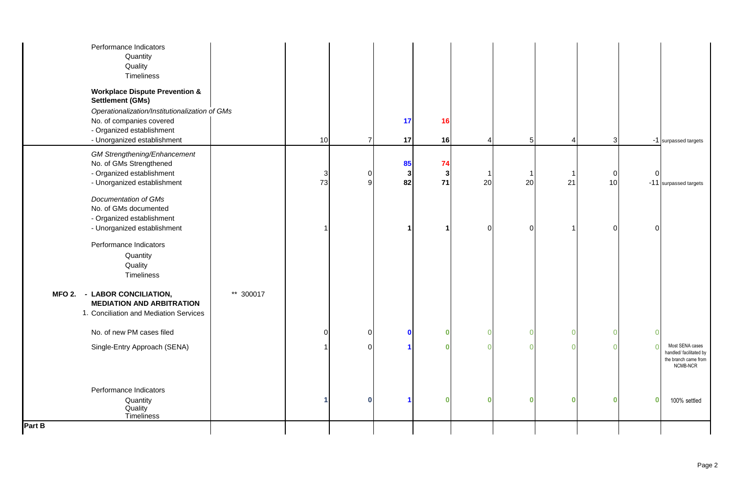| | | | | | | | | | | | |
|---|---|---|---|---|---|---|---|---|---|---|---|
| Performance Indicators<br>Quantity<br>Quality<br>Timeliness | | | | | | | | | | | |
| **Workplace Dispute Prevention & Settlement (GMs)** | | | | | | | | | | | |
| *Operationalization/Institutionalization of GMs* | | | | | | | | | | | |
| No. of companies covered | | | | **17** | **16** | | | | | | |
| - Organized establishment | | | | | | | | | | | |
| - Unorganized establishment | | 10 | 7 | **17** | **16** | 4 | 5 | 4 | 3 | -1 | surpassed targets |
| *GM Strengthening/Enhancement* | | | | | | | | | | | |
| No. of GMs Strengthened | | | | **85** | **74** | | | | | | |
| - Organized establishment | | 3 | 0 | **3** | **3** | 1 | 1 | 1 | 0 | 0 | |
| - Unorganized establishment | | 73 | 9 | **82** | **71** | 20 | 20 | 21 | 10 | -11 | surpassed targets |
| *Documentation of GMs* | | | | | | | | | | | |
| No. of GMs documented | | | | | | | | | | | |
| - Organized establishment | | | | | | | | | | | |
| - Unorganized establishment | | 1 | | **1** | **1** | 0 | 0 | 1 | 0 | 0 | |
| Performance Indicators<br>Quantity<br>Quality<br>Timeliness | | | | | | | | | | | |
| **MFO 2. - LABOR CONCILIATION, MEDIATION AND ARBITRATION** | ** 300017 | | | | | | | | | | |
| 1. Conciliation and Mediation Services | | | | | | | | | | | |
| No. of new PM cases filed | | 0 | 0 | **0** | **0** | 0 | 0 | 0 | 0 | 0 | |
| Single-Entry Approach (SENA) | | 1 | 0 | **1** | **0** | 0 | 0 | 0 | 0 | 0 | Most SENA cases handled/ facilitated by the branch came from NCMB-NCR |
| Performance Indicators<br>Quantity<br>Quality<br>Timeliness | | **1** | **0** | **1** | **0** | **0** | **0** | **0** | **0** | **0** | 100% settled |
| **Part B** | | | | | | | | | | | |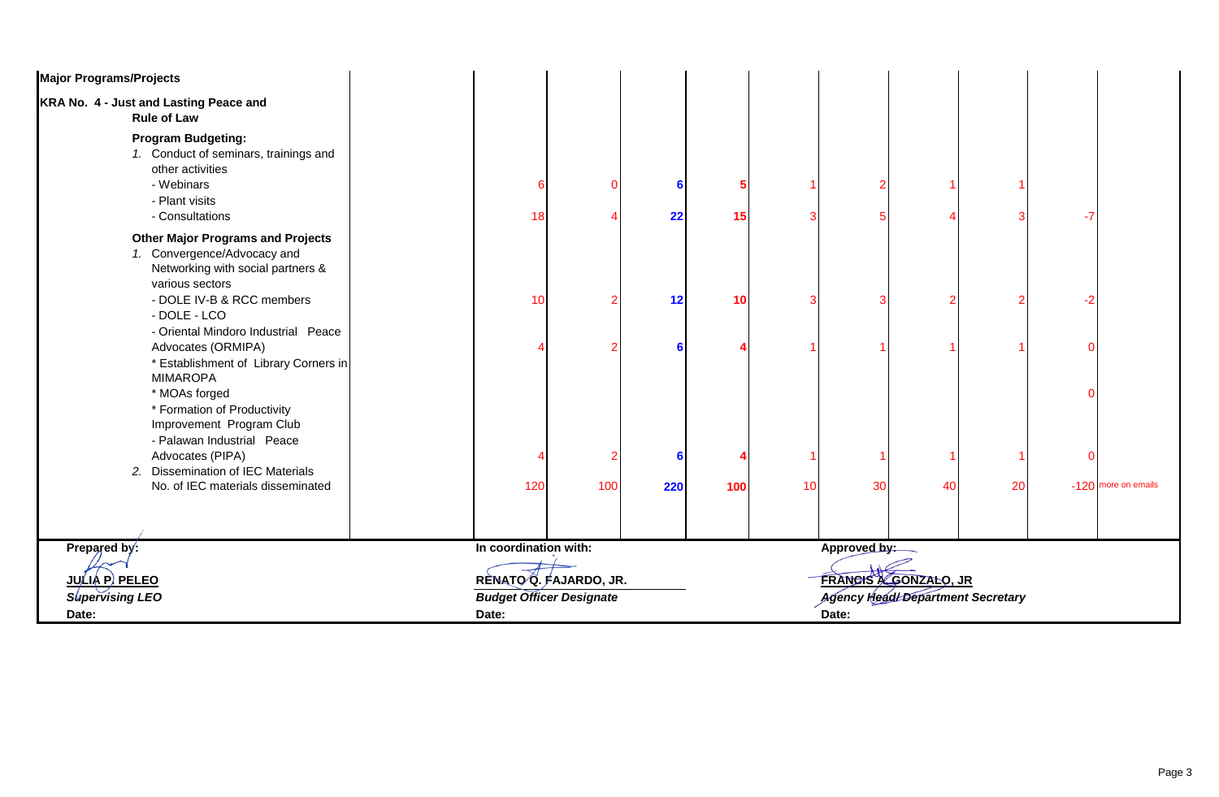| | | | | | | | | | | | |
|---|---|---|---|---|---|---|---|---|---|---|---|
| **Major Programs/Projects** | | | | | | | | | | | |
| **KRA No. 4 - Just and Lasting Peace and Rule of Law** | | | | | | | | | | | |
| **Program Budgeting:** | | | | | | | | | | | |
| 1. Conduct of seminars, trainings and other activities | | | | | | | | | | | |
| - Webinars | | 6 | 0 | **6** | **5** | 1 | 2 | 1 | 1 | | |
| - Plant visits | | | | | | | | | | | |
| - Consultations | | 18 | 4 | **22** | **15** | 3 | 5 | 4 | 3 | -7 | |
| **Other Major Programs and Projects** | | | | | | | | | | | |
| 1. Convergence/Advocacy and Networking with social partners & various sectors | | | | | | | | | | | |
| - DOLE IV-B & RCC members | | 10 | 2 | **12** | **10** | 3 | 3 | 2 | 2 | -2 | |
| - DOLE - LCO | | | | | | | | | | | |
| - Oriental Mindoro Industrial Peace Advocates (ORMIPA) | | 4 | 2 | **6** | **4** | 1 | 1 | 1 | 1 | 0 | |
| * Establishment of Library Corners in MIMAROPA | | | | | | | | | | | |
| * MOAs forged | | | | | | | | | | 0 | |
| * Formation of Productivity Improvement Program Club | | | | | | | | | | | |
| - Palawan Industrial Peace Advocates (PIPA) | | 4 | 2 | **6** | **4** | 1 | 1 | 1 | 1 | 0 | |
| 2. Dissemination of IEC Materials | | | | | | | | | | | |
| No. of IEC materials disseminated | | 120 | 100 | **220** | **100** | 10 | 30 | 40 | 20 | -120 | more on emails |

**Prepared by:**

**JULIA P. PELEO**
***Supervising LEO***
**Date:**

**In coordination with:**

**RENATO Q. FAJARDO, JR.**
***Budget Officer Designate***
**Date:**

**Approved by:**

**FRANCIS A. GONZALO, JR**
***Agency Head/ Department Secretary***
**Date:**